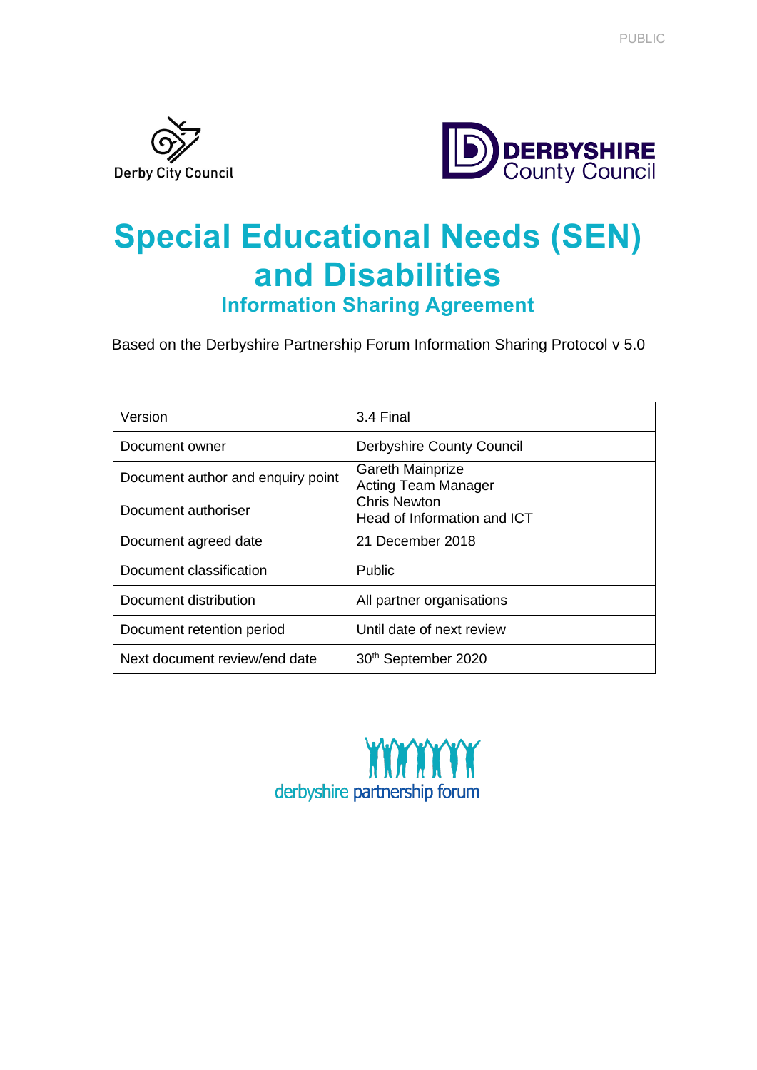PUBLIC

Derby City Council

DERBYSHIRE County Council

# Special Educational Needs (SEN) and Disabilities

## Information Sharing Agreement

Based on the Derbyshire Partnership Forum Information Sharing Protocol v 5.0

| | |
|---|---|
| Version | 3.4 Final |
| Document owner | Derbyshire County Council |
| Document author and enquiry point | Gareth Mainprize<br>Acting Team Manager |
| Document authoriser | Chris Newton<br>Head of Information and ICT |
| Document agreed date | 21 December 2018 |
| Document classification | Public |
| Document distribution | All partner organisations |
| Document retention period | Until date of next review |
| Next document review/end date | 30th September 2020 |

derbyshire partnership forum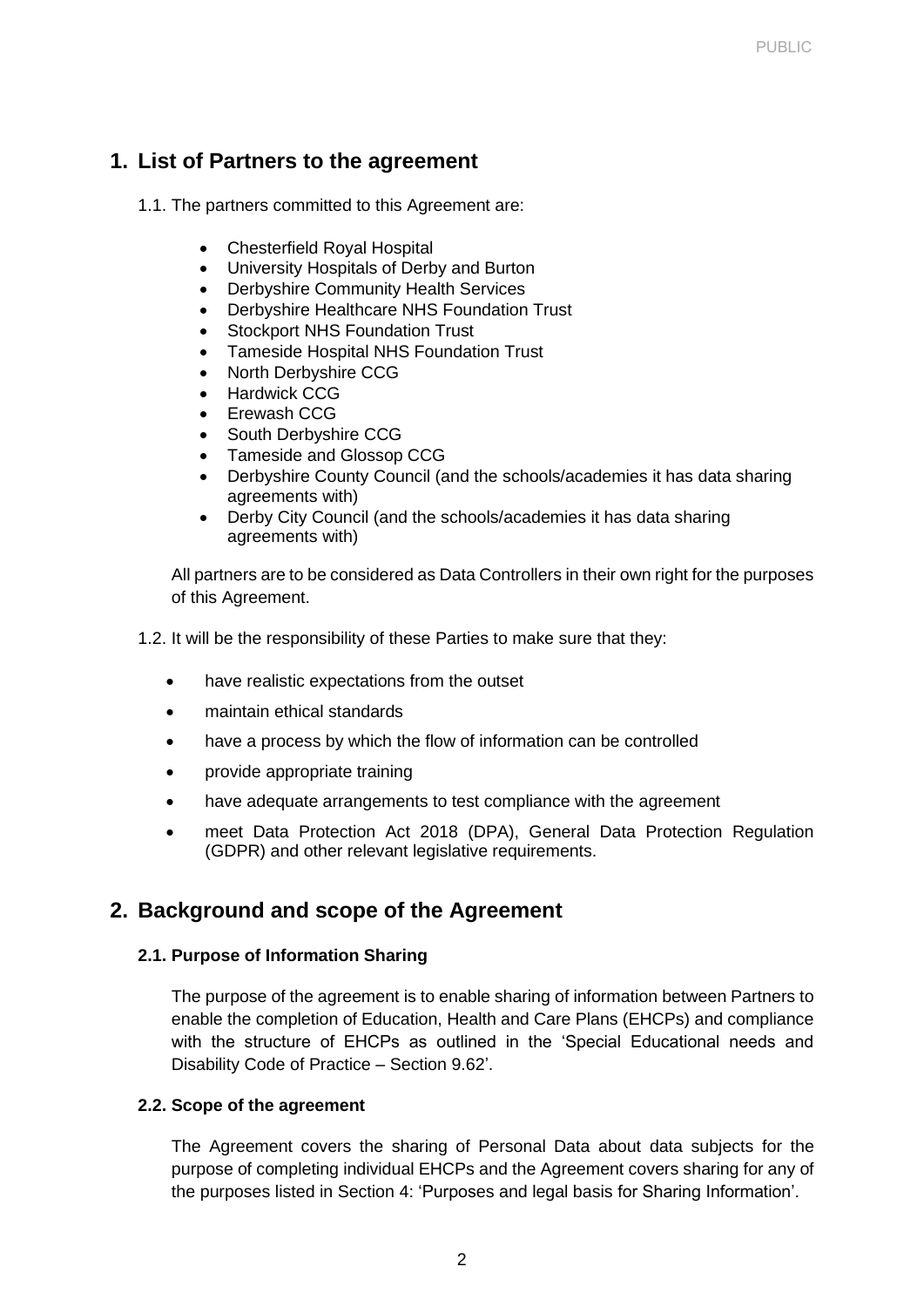## 1. List of Partners to the agreement

1.1. The partners committed to this Agreement are:

- Chesterfield Royal Hospital
- University Hospitals of Derby and Burton
- Derbyshire Community Health Services
- Derbyshire Healthcare NHS Foundation Trust
- Stockport NHS Foundation Trust
- Tameside Hospital NHS Foundation Trust
- North Derbyshire CCG
- Hardwick CCG
- Erewash CCG
- South Derbyshire CCG
- Tameside and Glossop CCG
- Derbyshire County Council (and the schools/academies it has data sharing agreements with)
- Derby City Council (and the schools/academies it has data sharing agreements with)

All partners are to be considered as Data Controllers in their own right for the purposes of this Agreement.

1.2. It will be the responsibility of these Parties to make sure that they:

- have realistic expectations from the outset
- maintain ethical standards
- have a process by which the flow of information can be controlled
- provide appropriate training
- have adequate arrangements to test compliance with the agreement
- meet Data Protection Act 2018 (DPA), General Data Protection Regulation (GDPR) and other relevant legislative requirements.

## 2. Background and scope of the Agreement

### 2.1. Purpose of Information Sharing

The purpose of the agreement is to enable sharing of information between Partners to enable the completion of Education, Health and Care Plans (EHCPs) and compliance with the structure of EHCPs as outlined in the 'Special Educational needs and Disability Code of Practice – Section 9.62'.

### 2.2. Scope of the agreement

The Agreement covers the sharing of Personal Data about data subjects for the purpose of completing individual EHCPs and the Agreement covers sharing for any of the purposes listed in Section 4: 'Purposes and legal basis for Sharing Information'.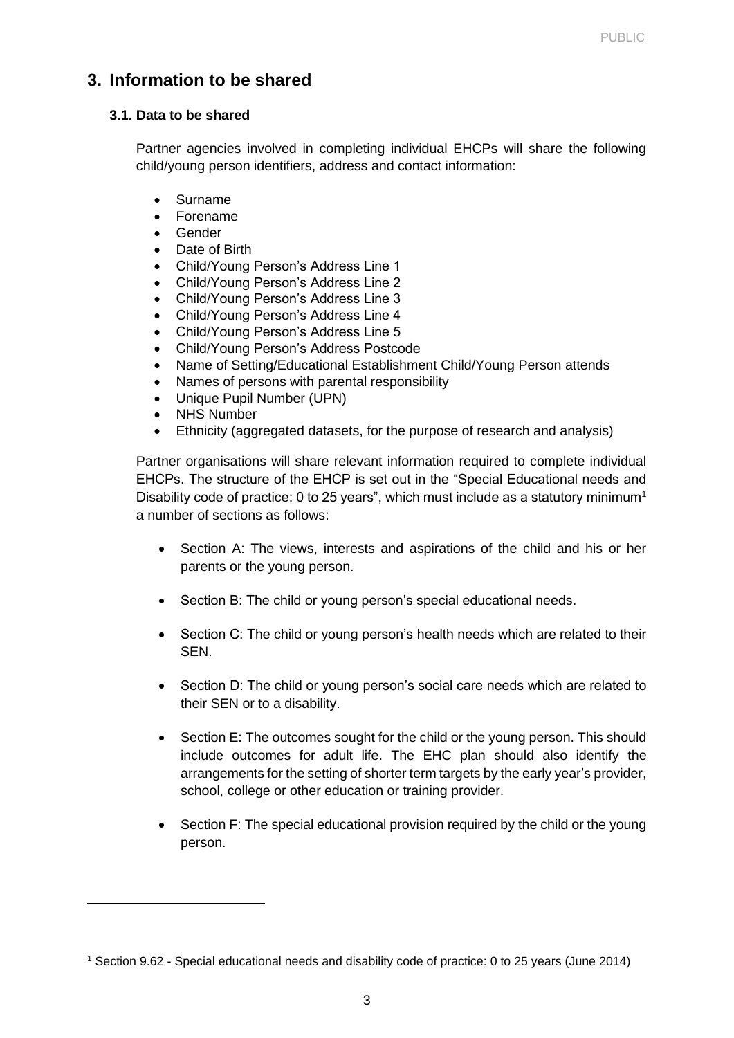## 3. Information to be shared

### 3.1. Data to be shared

Partner agencies involved in completing individual EHCPs will share the following child/young person identifiers, address and contact information:

- Surname
- Forename
- Gender
- Date of Birth
- Child/Young Person's Address Line 1
- Child/Young Person's Address Line 2
- Child/Young Person's Address Line 3
- Child/Young Person's Address Line 4
- Child/Young Person's Address Line 5
- Child/Young Person's Address Postcode
- Name of Setting/Educational Establishment Child/Young Person attends
- Names of persons with parental responsibility
- Unique Pupil Number (UPN)
- NHS Number
- Ethnicity (aggregated datasets, for the purpose of research and analysis)

Partner organisations will share relevant information required to complete individual EHCPs. The structure of the EHCP is set out in the "Special Educational needs and Disability code of practice: 0 to 25 years", which must include as a statutory minimum[1] a number of sections as follows:

- Section A: The views, interests and aspirations of the child and his or her parents or the young person.
- Section B: The child or young person's special educational needs.
- Section C: The child or young person's health needs which are related to their SEN.
- Section D: The child or young person's social care needs which are related to their SEN or to a disability.
- Section E: The outcomes sought for the child or the young person. This should include outcomes for adult life. The EHC plan should also identify the arrangements for the setting of shorter term targets by the early year's provider, school, college or other education or training provider.
- Section F: The special educational provision required by the child or the young person.

[1] Section 9.62 - Special educational needs and disability code of practice: 0 to 25 years (June 2014)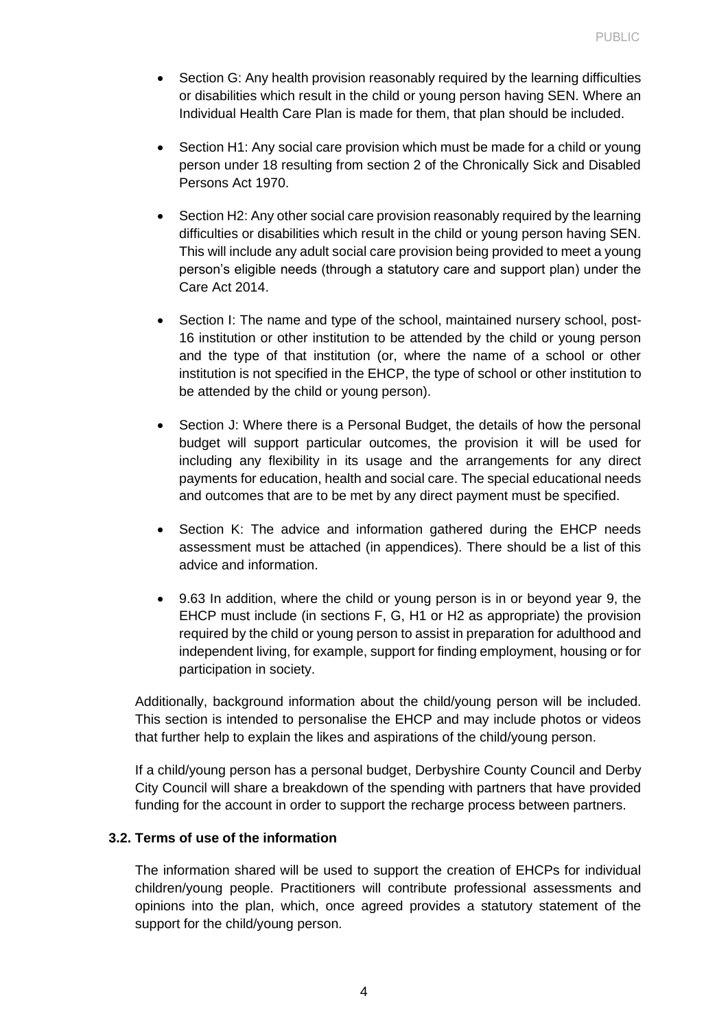- Section G: Any health provision reasonably required by the learning difficulties or disabilities which result in the child or young person having SEN. Where an Individual Health Care Plan is made for them, that plan should be included.

- Section H1: Any social care provision which must be made for a child or young person under 18 resulting from section 2 of the Chronically Sick and Disabled Persons Act 1970.

- Section H2: Any other social care provision reasonably required by the learning difficulties or disabilities which result in the child or young person having SEN. This will include any adult social care provision being provided to meet a young person's eligible needs (through a statutory care and support plan) under the Care Act 2014.

- Section I: The name and type of the school, maintained nursery school, post-16 institution or other institution to be attended by the child or young person and the type of that institution (or, where the name of a school or other institution is not specified in the EHCP, the type of school or other institution to be attended by the child or young person).

- Section J: Where there is a Personal Budget, the details of how the personal budget will support particular outcomes, the provision it will be used for including any flexibility in its usage and the arrangements for any direct payments for education, health and social care. The special educational needs and outcomes that are to be met by any direct payment must be specified.

- Section K: The advice and information gathered during the EHCP needs assessment must be attached (in appendices). There should be a list of this advice and information.

- 9.63 In addition, where the child or young person is in or beyond year 9, the EHCP must include (in sections F, G, H1 or H2 as appropriate) the provision required by the child or young person to assist in preparation for adulthood and independent living, for example, support for finding employment, housing or for participation in society.

Additionally, background information about the child/young person will be included. This section is intended to personalise the EHCP and may include photos or videos that further help to explain the likes and aspirations of the child/young person.

If a child/young person has a personal budget, Derbyshire County Council and Derby City Council will share a breakdown of the spending with partners that have provided funding for the account in order to support the recharge process between partners.

### 3.2. Terms of use of the information

The information shared will be used to support the creation of EHCPs for individual children/young people. Practitioners will contribute professional assessments and opinions into the plan, which, once agreed provides a statutory statement of the support for the child/young person.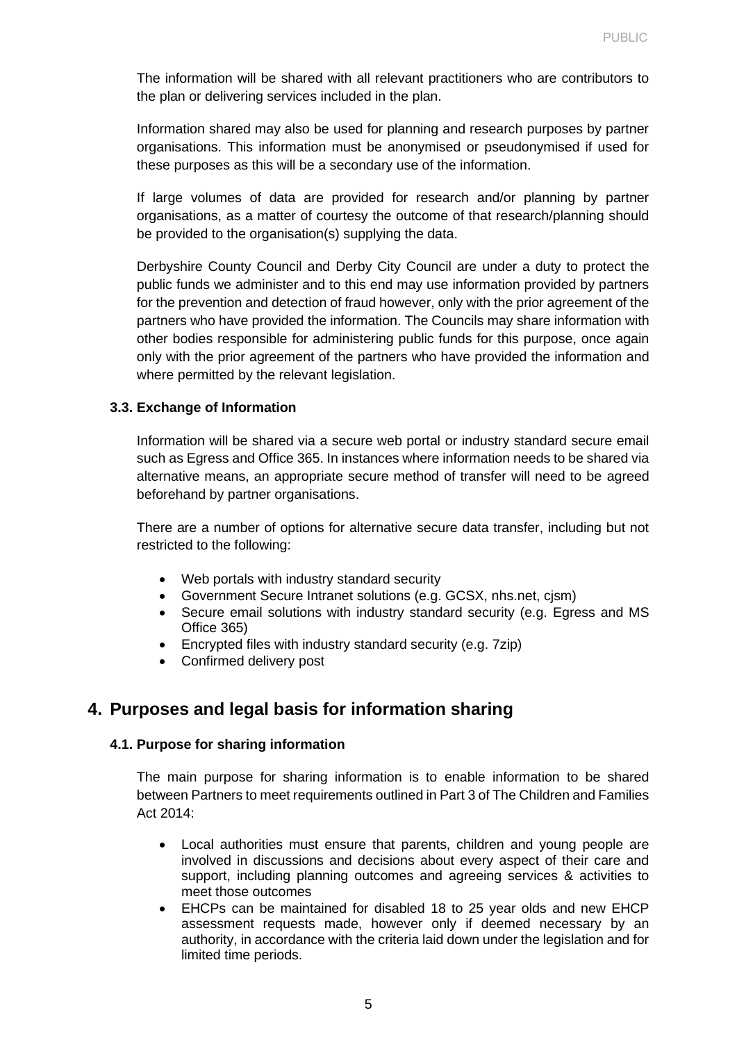The information will be shared with all relevant practitioners who are contributors to the plan or delivering services included in the plan.

Information shared may also be used for planning and research purposes by partner organisations. This information must be anonymised or pseudonymised if used for these purposes as this will be a secondary use of the information.

If large volumes of data are provided for research and/or planning by partner organisations, as a matter of courtesy the outcome of that research/planning should be provided to the organisation(s) supplying the data.

Derbyshire County Council and Derby City Council are under a duty to protect the public funds we administer and to this end may use information provided by partners for the prevention and detection of fraud however, only with the prior agreement of the partners who have provided the information. The Councils may share information with other bodies responsible for administering public funds for this purpose, once again only with the prior agreement of the partners who have provided the information and where permitted by the relevant legislation.

### 3.3. Exchange of Information

Information will be shared via a secure web portal or industry standard secure email such as Egress and Office 365. In instances where information needs to be shared via alternative means, an appropriate secure method of transfer will need to be agreed beforehand by partner organisations.

There are a number of options for alternative secure data transfer, including but not restricted to the following:

- Web portals with industry standard security
- Government Secure Intranet solutions (e.g. GCSX, nhs.net, cjsm)
- Secure email solutions with industry standard security (e.g. Egress and MS Office 365)
- Encrypted files with industry standard security (e.g. 7zip)
- Confirmed delivery post

## 4. Purposes and legal basis for information sharing

### 4.1. Purpose for sharing information

The main purpose for sharing information is to enable information to be shared between Partners to meet requirements outlined in Part 3 of The Children and Families Act 2014:

- Local authorities must ensure that parents, children and young people are involved in discussions and decisions about every aspect of their care and support, including planning outcomes and agreeing services & activities to meet those outcomes
- EHCPs can be maintained for disabled 18 to 25 year olds and new EHCP assessment requests made, however only if deemed necessary by an authority, in accordance with the criteria laid down under the legislation and for limited time periods.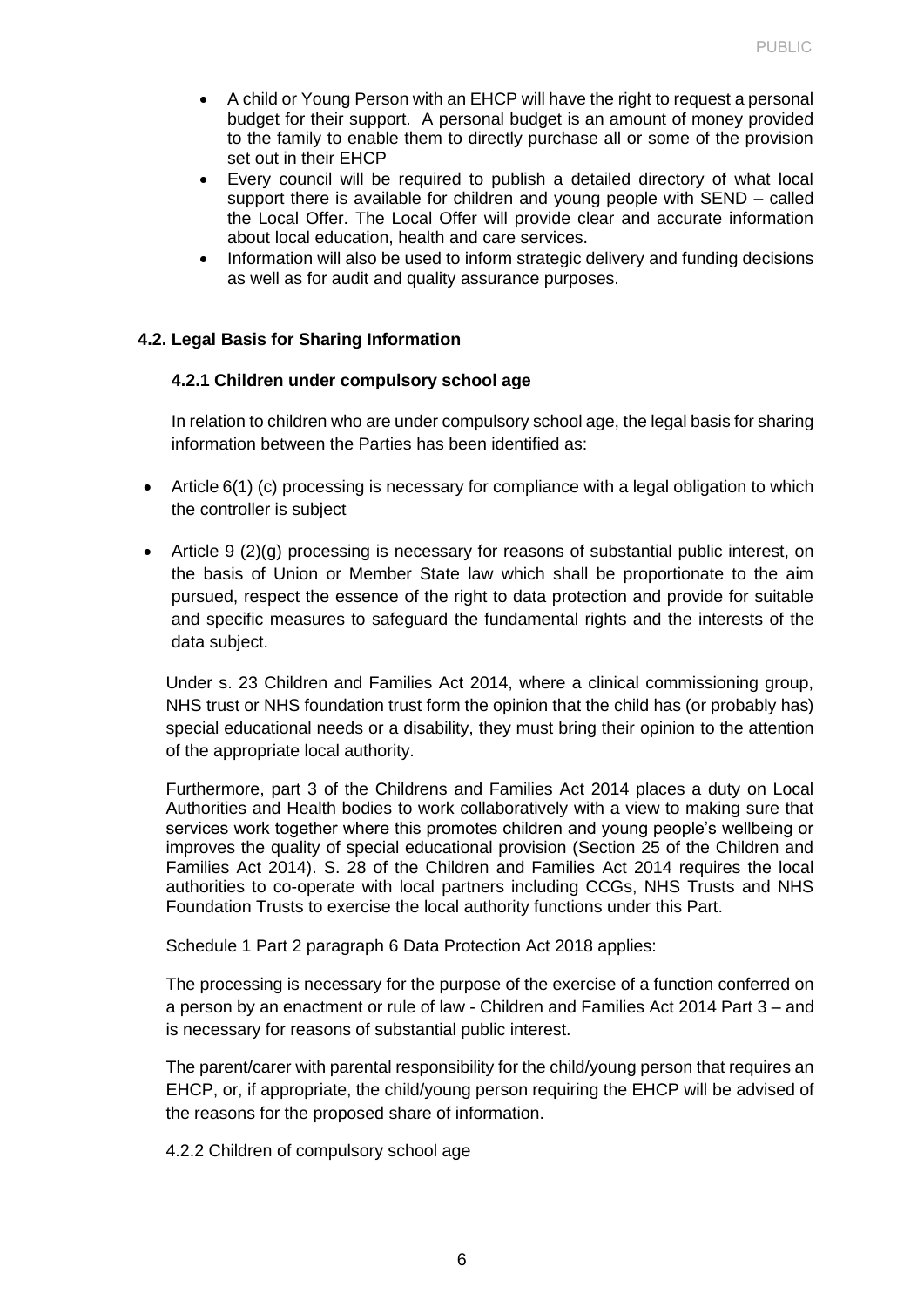- A child or Young Person with an EHCP will have the right to request a personal budget for their support. A personal budget is an amount of money provided to the family to enable them to directly purchase all or some of the provision set out in their EHCP
- Every council will be required to publish a detailed directory of what local support there is available for children and young people with SEND – called the Local Offer. The Local Offer will provide clear and accurate information about local education, health and care services.
- Information will also be used to inform strategic delivery and funding decisions as well as for audit and quality assurance purposes.

### 4.2. Legal Basis for Sharing Information

#### 4.2.1 Children under compulsory school age

In relation to children who are under compulsory school age, the legal basis for sharing information between the Parties has been identified as:

- Article 6(1) (c) processing is necessary for compliance with a legal obligation to which the controller is subject
- Article 9 (2)(g) processing is necessary for reasons of substantial public interest, on the basis of Union or Member State law which shall be proportionate to the aim pursued, respect the essence of the right to data protection and provide for suitable and specific measures to safeguard the fundamental rights and the interests of the data subject.

Under s. 23 Children and Families Act 2014, where a clinical commissioning group, NHS trust or NHS foundation trust form the opinion that the child has (or probably has) special educational needs or a disability, they must bring their opinion to the attention of the appropriate local authority.

Furthermore, part 3 of the Childrens and Families Act 2014 places a duty on Local Authorities and Health bodies to work collaboratively with a view to making sure that services work together where this promotes children and young people's wellbeing or improves the quality of special educational provision (Section 25 of the Children and Families Act 2014). S. 28 of the Children and Families Act 2014 requires the local authorities to co-operate with local partners including CCGs, NHS Trusts and NHS Foundation Trusts to exercise the local authority functions under this Part.

Schedule 1 Part 2 paragraph 6 Data Protection Act 2018 applies:

The processing is necessary for the purpose of the exercise of a function conferred on a person by an enactment or rule of law - Children and Families Act 2014 Part 3 – and is necessary for reasons of substantial public interest.

The parent/carer with parental responsibility for the child/young person that requires an EHCP, or, if appropriate, the child/young person requiring the EHCP will be advised of the reasons for the proposed share of information.

4.2.2 Children of compulsory school age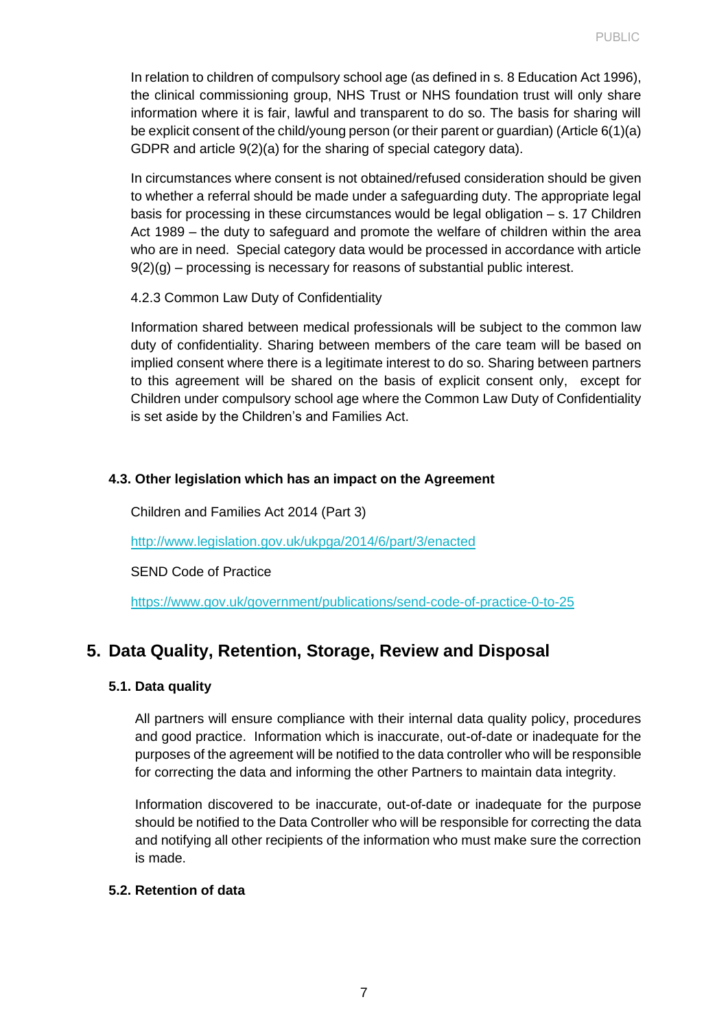In relation to children of compulsory school age (as defined in s. 8 Education Act 1996), the clinical commissioning group, NHS Trust or NHS foundation trust will only share information where it is fair, lawful and transparent to do so. The basis for sharing will be explicit consent of the child/young person (or their parent or guardian) (Article 6(1)(a) GDPR and article 9(2)(a) for the sharing of special category data).

In circumstances where consent is not obtained/refused consideration should be given to whether a referral should be made under a safeguarding duty. The appropriate legal basis for processing in these circumstances would be legal obligation – s. 17 Children Act 1989 – the duty to safeguard and promote the welfare of children within the area who are in need. Special category data would be processed in accordance with article 9(2)(g) – processing is necessary for reasons of substantial public interest.

4.2.3 Common Law Duty of Confidentiality

Information shared between medical professionals will be subject to the common law duty of confidentiality. Sharing between members of the care team will be based on implied consent where there is a legitimate interest to do so. Sharing between partners to this agreement will be shared on the basis of explicit consent only, except for Children under compulsory school age where the Common Law Duty of Confidentiality is set aside by the Children's and Families Act.

### 4.3. Other legislation which has an impact on the Agreement

Children and Families Act 2014 (Part 3)

http://www.legislation.gov.uk/ukpga/2014/6/part/3/enacted

SEND Code of Practice

https://www.gov.uk/government/publications/send-code-of-practice-0-to-25

## 5. Data Quality, Retention, Storage, Review and Disposal

### 5.1. Data quality

All partners will ensure compliance with their internal data quality policy, procedures and good practice. Information which is inaccurate, out-of-date or inadequate for the purposes of the agreement will be notified to the data controller who will be responsible for correcting the data and informing the other Partners to maintain data integrity.

Information discovered to be inaccurate, out-of-date or inadequate for the purpose should be notified to the Data Controller who will be responsible for correcting the data and notifying all other recipients of the information who must make sure the correction is made.

### 5.2. Retention of data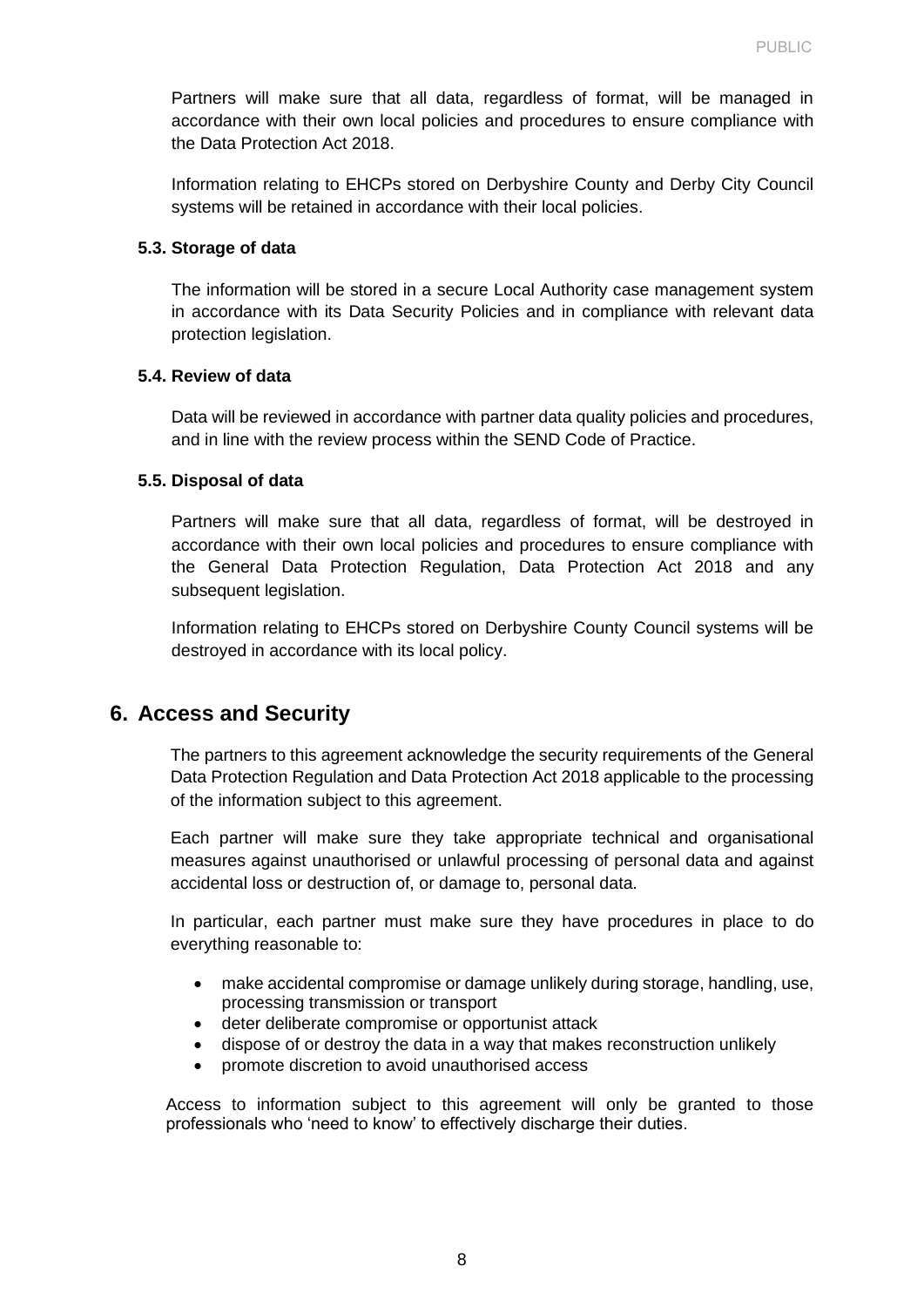Partners will make sure that all data, regardless of format, will be managed in accordance with their own local policies and procedures to ensure compliance with the Data Protection Act 2018.

Information relating to EHCPs stored on Derbyshire County and Derby City Council systems will be retained in accordance with their local policies.

### 5.3. Storage of data

The information will be stored in a secure Local Authority case management system in accordance with its Data Security Policies and in compliance with relevant data protection legislation.

### 5.4. Review of data

Data will be reviewed in accordance with partner data quality policies and procedures, and in line with the review process within the SEND Code of Practice.

### 5.5. Disposal of data

Partners will make sure that all data, regardless of format, will be destroyed in accordance with their own local policies and procedures to ensure compliance with the General Data Protection Regulation, Data Protection Act 2018 and any subsequent legislation.

Information relating to EHCPs stored on Derbyshire County Council systems will be destroyed in accordance with its local policy.

## 6. Access and Security

The partners to this agreement acknowledge the security requirements of the General Data Protection Regulation and Data Protection Act 2018 applicable to the processing of the information subject to this agreement.

Each partner will make sure they take appropriate technical and organisational measures against unauthorised or unlawful processing of personal data and against accidental loss or destruction of, or damage to, personal data.

In particular, each partner must make sure they have procedures in place to do everything reasonable to:

- make accidental compromise or damage unlikely during storage, handling, use, processing transmission or transport
- deter deliberate compromise or opportunist attack
- dispose of or destroy the data in a way that makes reconstruction unlikely
- promote discretion to avoid unauthorised access

Access to information subject to this agreement will only be granted to those professionals who 'need to know' to effectively discharge their duties.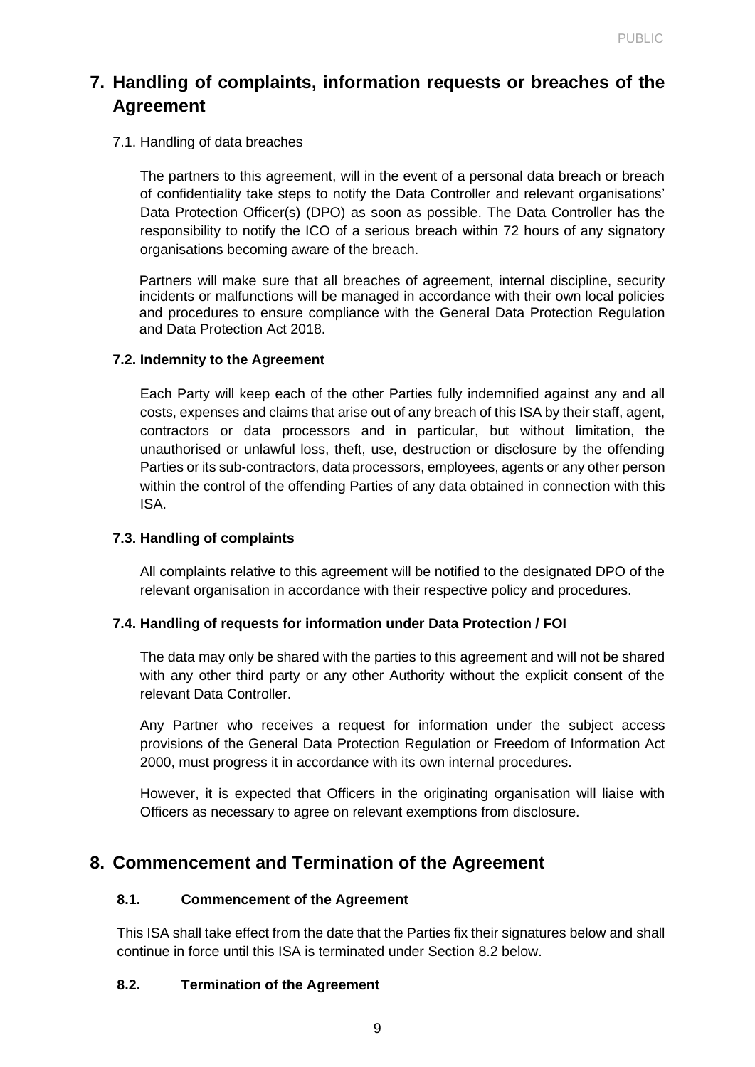## 7. Handling of complaints, information requests or breaches of the Agreement

7.1. Handling of data breaches

The partners to this agreement, will in the event of a personal data breach or breach of confidentiality take steps to notify the Data Controller and relevant organisations' Data Protection Officer(s) (DPO) as soon as possible. The Data Controller has the responsibility to notify the ICO of a serious breach within 72 hours of any signatory organisations becoming aware of the breach.

Partners will make sure that all breaches of agreement, internal discipline, security incidents or malfunctions will be managed in accordance with their own local policies and procedures to ensure compliance with the General Data Protection Regulation and Data Protection Act 2018.

### 7.2. Indemnity to the Agreement

Each Party will keep each of the other Parties fully indemnified against any and all costs, expenses and claims that arise out of any breach of this ISA by their staff, agent, contractors or data processors and in particular, but without limitation, the unauthorised or unlawful loss, theft, use, destruction or disclosure by the offending Parties or its sub-contractors, data processors, employees, agents or any other person within the control of the offending Parties of any data obtained in connection with this ISA.

### 7.3. Handling of complaints

All complaints relative to this agreement will be notified to the designated DPO of the relevant organisation in accordance with their respective policy and procedures.

### 7.4. Handling of requests for information under Data Protection / FOI

The data may only be shared with the parties to this agreement and will not be shared with any other third party or any other Authority without the explicit consent of the relevant Data Controller.

Any Partner who receives a request for information under the subject access provisions of the General Data Protection Regulation or Freedom of Information Act 2000, must progress it in accordance with its own internal procedures.

However, it is expected that Officers in the originating organisation will liaise with Officers as necessary to agree on relevant exemptions from disclosure.

## 8. Commencement and Termination of the Agreement

### 8.1. Commencement of the Agreement

This ISA shall take effect from the date that the Parties fix their signatures below and shall continue in force until this ISA is terminated under Section 8.2 below.

### 8.2. Termination of the Agreement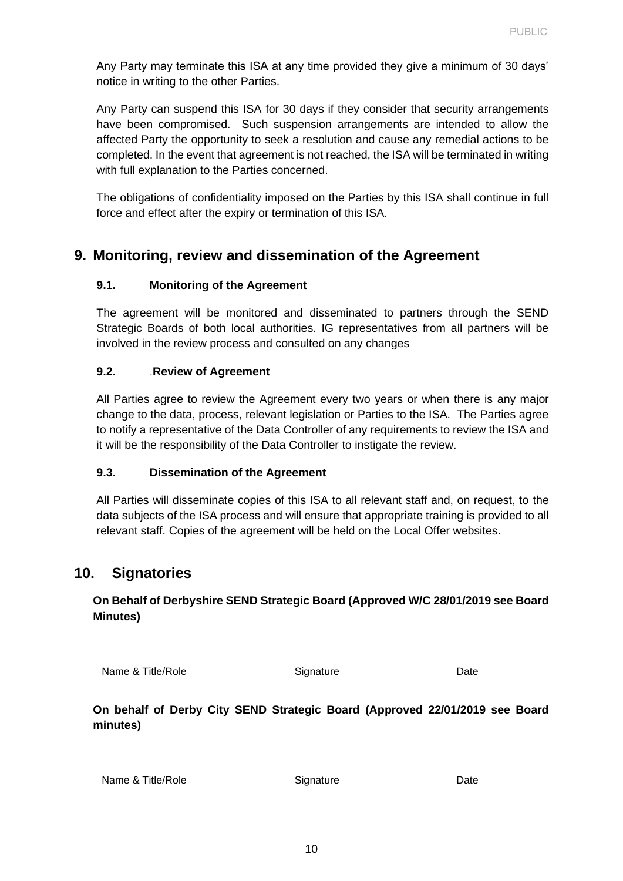Any Party may terminate this ISA at any time provided they give a minimum of 30 days' notice in writing to the other Parties.

Any Party can suspend this ISA for 30 days if they consider that security arrangements have been compromised. Such suspension arrangements are intended to allow the affected Party the opportunity to seek a resolution and cause any remedial actions to be completed. In the event that agreement is not reached, the ISA will be terminated in writing with full explanation to the Parties concerned.

The obligations of confidentiality imposed on the Parties by this ISA shall continue in full force and effect after the expiry or termination of this ISA.

## 9. Monitoring, review and dissemination of the Agreement

### 9.1. Monitoring of the Agreement

The agreement will be monitored and disseminated to partners through the SEND Strategic Boards of both local authorities. IG representatives from all partners will be involved in the review process and consulted on any changes

### 9.2. Review of Agreement

All Parties agree to review the Agreement every two years or when there is any major change to the data, process, relevant legislation or Parties to the ISA. The Parties agree to notify a representative of the Data Controller of any requirements to review the ISA and it will be the responsibility of the Data Controller to instigate the review.

### 9.3. Dissemination of the Agreement

All Parties will disseminate copies of this ISA to all relevant staff and, on request, to the data subjects of the ISA process and will ensure that appropriate training is provided to all relevant staff. Copies of the agreement will be held on the Local Offer websites.

## 10. Signatories

**On Behalf of Derbyshire SEND Strategic Board (Approved W/C 28/01/2019 see Board Minutes)**

| Name & Title/Role | Signature | Date |
|---|---|---|

**On behalf of Derby City SEND Strategic Board (Approved 22/01/2019 see Board minutes)**

| Name & Title/Role | Signature | Date |
|---|---|---|